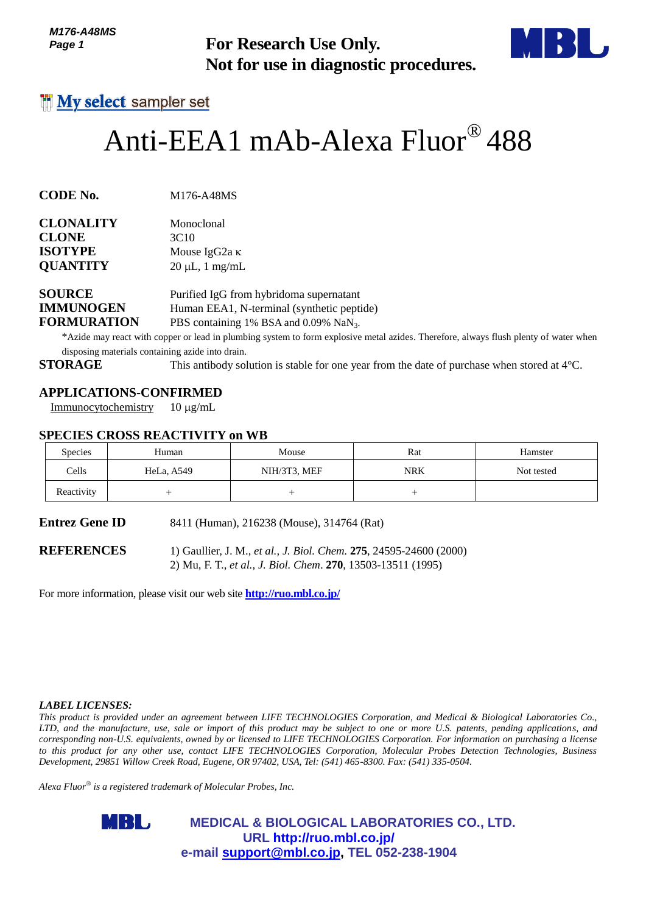For Research Use Only.
Not for use in diagnostic procedures.

My select sampler set

# Anti-EEA1 mAb-Alexa Fluor® 488

**CODE No.** M176-A48MS

**CLONALITY** Monoclonal
**CLONE** 3C10
**ISOTYPE** Mouse IgG2a κ
**QUANTITY** 20 μL, 1 mg/mL

**SOURCE** Purified IgG from hybridoma supernatant
**IMMUNOGEN** Human EEA1, N-terminal (synthetic peptide)
**FORMURATION** PBS containing 1% BSA and 0.09% $NaN_3$.

*Azide may react with copper or lead in plumbing system to form explosive metal azides. Therefore, always flush plenty of water when disposing materials containing azide into drain.

**STORAGE** This antibody solution is stable for one year from the date of purchase when stored at 4°C.

## APPLICATIONS-CONFIRMED

Immunocytochemistry 10 μg/mL

## SPECIES CROSS REACTIVITY on WB

| Species | Human | Mouse | Rat | Hamster |
|---|---|---|---|---|
| Cells | HeLa, A549 | NIH/3T3, MEF | NRK | Not tested |
| Reactivity | + | + | + | |

**Entrez Gene ID** 8411 (Human), 216238 (Mouse), 314764 (Rat)

**REFERENCES**
1) Gaullier, J. M., *et al., J. Biol. Chem.* **275**, 24595-24600 (2000)
2) Mu, F. T., *et al., J. Biol. Chem*. **270**, 13503-13511 (1995)

For more information, please visit our web site **http://ruo.mbl.co.jp/**

***LABEL LICENSES:***
*This product is provided under an agreement between LIFE TECHNOLOGIES Corporation, and Medical & Biological Laboratories Co., LTD, and the manufacture, use, sale or import of this product may be subject to one or more U.S. patents, pending applications, and corresponding non-U.S. equivalents, owned by or licensed to LIFE TECHNOLOGIES Corporation. For information on purchasing a license to this product for any other use, contact LIFE TECHNOLOGIES Corporation, Molecular Probes Detection Technologies, Business Development, 29851 Willow Creek Road, Eugene, OR 97402, USA, Tel: (541) 465-8300. Fax: (541) 335-0504.*

*Alexa Fluor® is a registered trademark of Molecular Probes, Inc.*

**MEDICAL & BIOLOGICAL LABORATORIES CO., LTD.**
**URL http://ruo.mbl.co.jp/**
**e-mail support@mbl.co.jp, TEL 052-238-1904**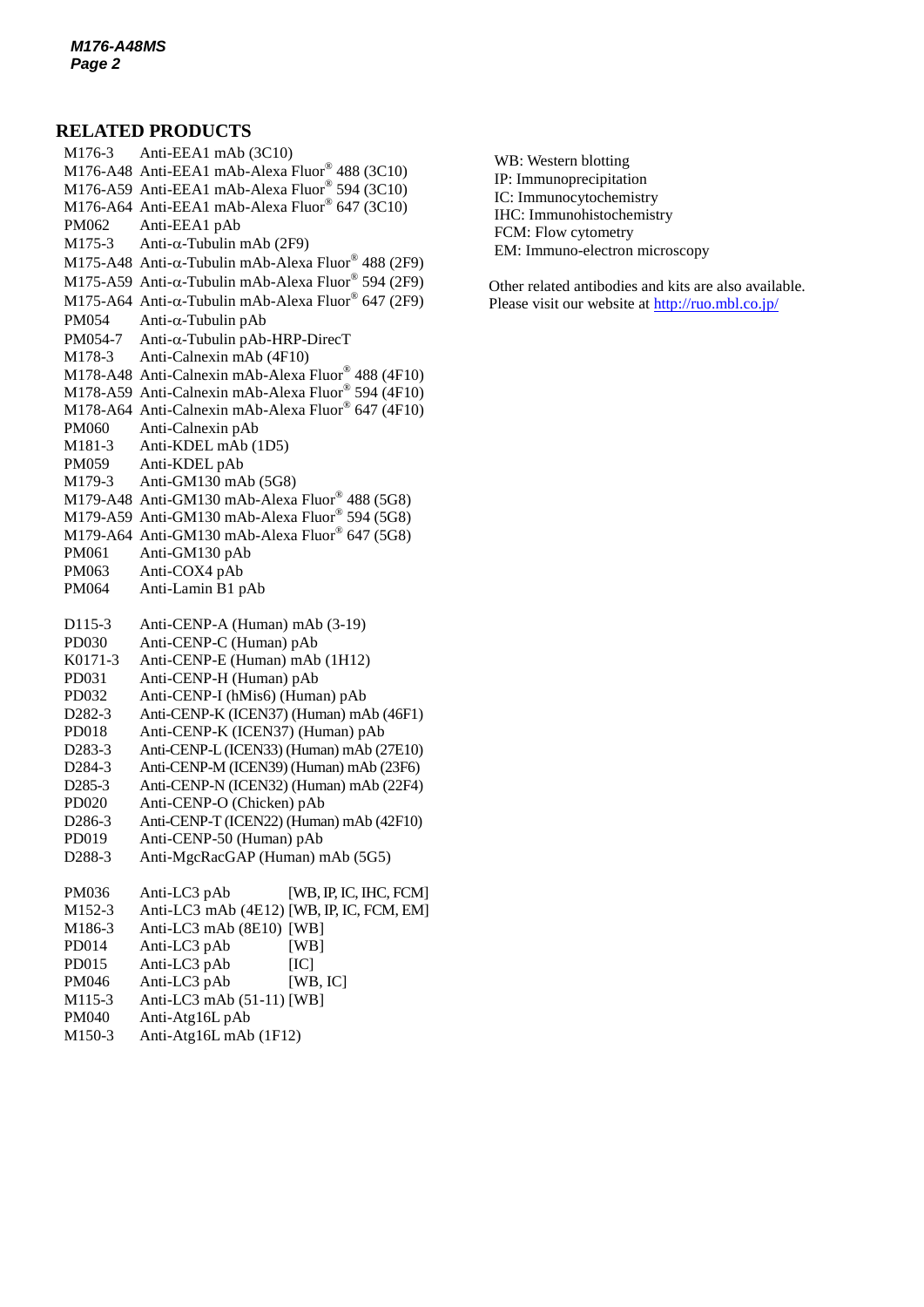## RELATED PRODUCTS

| | |
|---|---|
| M176-3 | Anti-EEA1 mAb (3C10) |
| M176-A48 | Anti-EEA1 mAb-Alexa Fluor® 488 (3C10) |
| M176-A59 | Anti-EEA1 mAb-Alexa Fluor® 594 (3C10) |
| M176-A64 | Anti-EEA1 mAb-Alexa Fluor® 647 (3C10) |
| PM062 | Anti-EEA1 pAb |
| M175-3 | Anti-α-Tubulin mAb (2F9) |
| M175-A48 | Anti-α-Tubulin mAb-Alexa Fluor® 488 (2F9) |
| M175-A59 | Anti-α-Tubulin mAb-Alexa Fluor® 594 (2F9) |
| M175-A64 | Anti-α-Tubulin mAb-Alexa Fluor® 647 (2F9) |
| PM054 | Anti-α-Tubulin pAb |
| PM054-7 | Anti-α-Tubulin pAb-HRP-DirecT |
| M178-3 | Anti-Calnexin mAb (4F10) |
| M178-A48 | Anti-Calnexin mAb-Alexa Fluor® 488 (4F10) |
| M178-A59 | Anti-Calnexin mAb-Alexa Fluor® 594 (4F10) |
| M178-A64 | Anti-Calnexin mAb-Alexa Fluor® 647 (4F10) |
| PM060 | Anti-Calnexin pAb |
| M181-3 | Anti-KDEL mAb (1D5) |
| PM059 | Anti-KDEL pAb |
| M179-3 | Anti-GM130 mAb (5G8) |
| M179-A48 | Anti-GM130 mAb-Alexa Fluor® 488 (5G8) |
| M179-A59 | Anti-GM130 mAb-Alexa Fluor® 594 (5G8) |
| M179-A64 | Anti-GM130 mAb-Alexa Fluor® 647 (5G8) |
| PM061 | Anti-GM130 pAb |
| PM063 | Anti-COX4 pAb |
| PM064 | Anti-Lamin B1 pAb |

| | |
|---|---|
| D115-3 | Anti-CENP-A (Human) mAb (3-19) |
| PD030 | Anti-CENP-C (Human) pAb |
| K0171-3 | Anti-CENP-E (Human) mAb (1H12) |
| PD031 | Anti-CENP-H (Human) pAb |
| PD032 | Anti-CENP-I (hMis6) (Human) pAb |
| D282-3 | Anti-CENP-K (ICEN37) (Human) mAb (46F1) |
| PD018 | Anti-CENP-K (ICEN37) (Human) pAb |
| D283-3 | Anti-CENP-L (ICEN33) (Human) mAb (27E10) |
| D284-3 | Anti-CENP-M (ICEN39) (Human) mAb (23F6) |
| D285-3 | Anti-CENP-N (ICEN32) (Human) mAb (22F4) |
| PD020 | Anti-CENP-O (Chicken) pAb |
| D286-3 | Anti-CENP-T (ICEN22) (Human) mAb (42F10) |
| PD019 | Anti-CENP-50 (Human) pAb |
| D288-3 | Anti-MgcRacGAP (Human) mAb (5G5) |

| | | |
|---|---|---|
| PM036 | Anti-LC3 pAb | [WB, IP, IC, IHC, FCM] |
| M152-3 | Anti-LC3 mAb (4E12) | [WB, IP, IC, FCM, EM] |
| M186-3 | Anti-LC3 mAb (8E10) | [WB] |
| PD014 | Anti-LC3 pAb | [WB] |
| PD015 | Anti-LC3 pAb | [IC] |
| PM046 | Anti-LC3 pAb | [WB, IC] |
| M115-3 | Anti-LC3 mAb (51-11) | [WB] |
| PM040 | Anti-Atg16L pAb | |
| M150-3 | Anti-Atg16L mAb (1F12) | |

WB: Western blotting
IP: Immunoprecipitation
IC: Immunocytochemistry
IHC: Immunohistochemistry
FCM: Flow cytometry
EM: Immuno-electron microscopy

Other related antibodies and kits are also available.
Please visit our website at http://ruo.mbl.co.jp/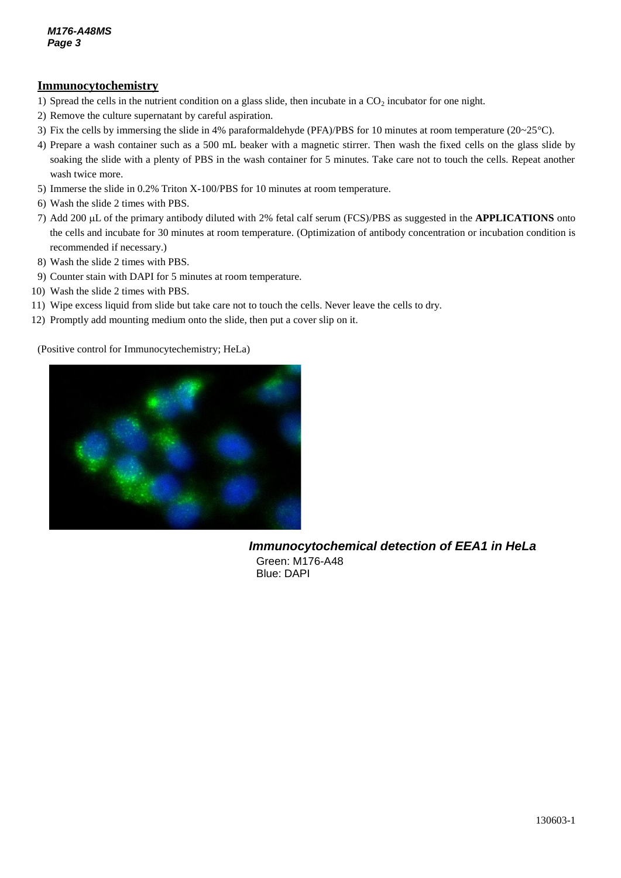## Immunocytochemistry

1) Spread the cells in the nutrient condition on a glass slide, then incubate in a $CO_2$ incubator for one night.
2) Remove the culture supernatant by careful aspiration.
3) Fix the cells by immersing the slide in 4% paraformaldehyde (PFA)/PBS for 10 minutes at room temperature (20~25°C).
4) Prepare a wash container such as a 500 mL beaker with a magnetic stirrer. Then wash the fixed cells on the glass slide by soaking the slide with a plenty of PBS in the wash container for 5 minutes. Take care not to touch the cells. Repeat another wash twice more.
5) Immerse the slide in 0.2% Triton X-100/PBS for 10 minutes at room temperature.
6) Wash the slide 2 times with PBS.
7) Add 200 μL of the primary antibody diluted with 2% fetal calf serum (FCS)/PBS as suggested in the **APPLICATIONS** onto the cells and incubate for 30 minutes at room temperature. (Optimization of antibody concentration or incubation condition is recommended if necessary.)
8) Wash the slide 2 times with PBS.
9) Counter stain with DAPI for 5 minutes at room temperature.
10) Wash the slide 2 times with PBS.
11) Wipe excess liquid from slide but take care not to touch the cells. Never leave the cells to dry.
12) Promptly add mounting medium onto the slide, then put a cover slip on it.

(Positive control for Immunocytechemistry; HeLa)

***Immunocytochemical detection of EEA1 in HeLa***

Green: M176-A48
Blue: DAPI

130603-1